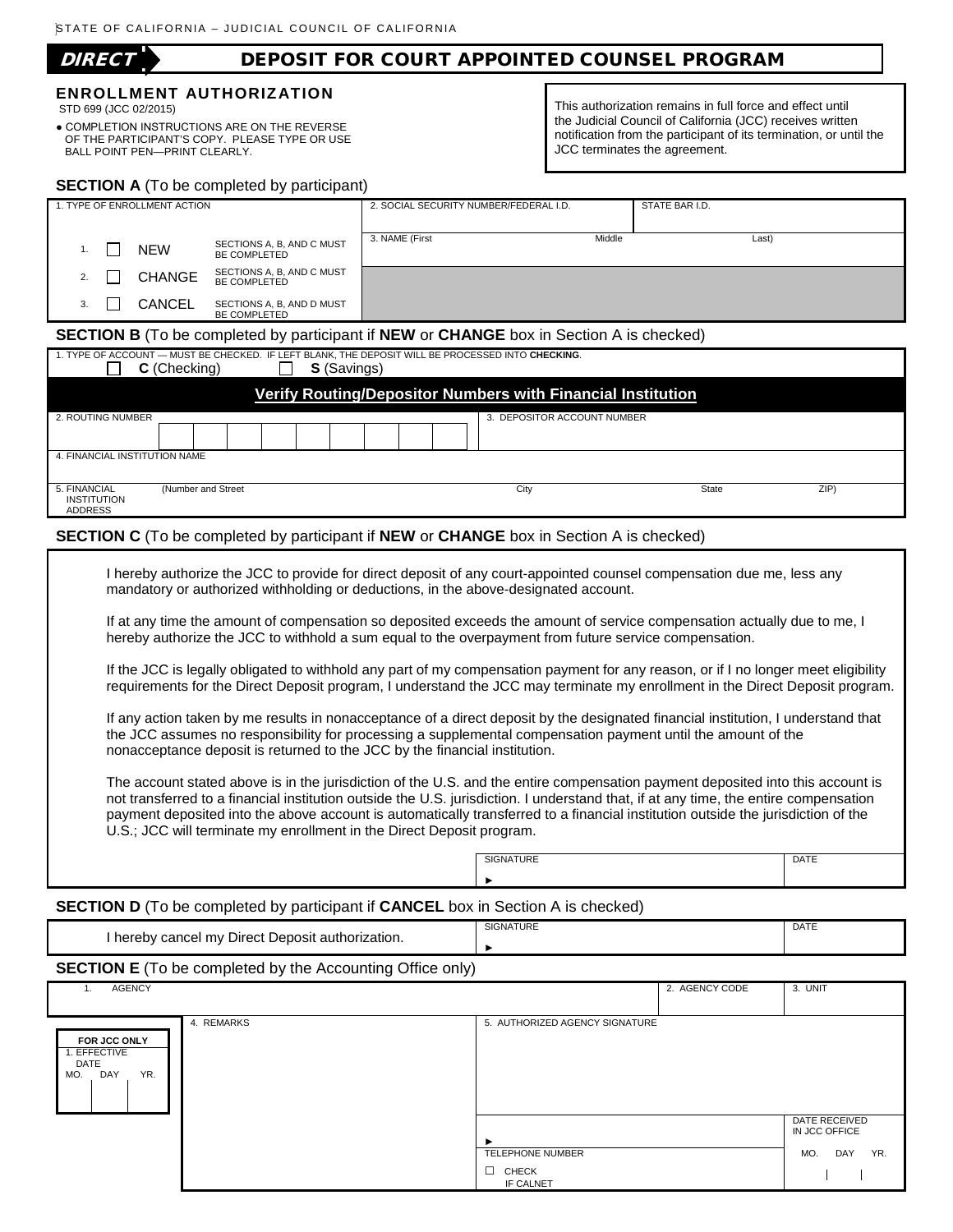STATE OF CALIFORNIA – JUDICIAL COUNCIL OF CALIFORNIA

# DIRECT DEPOSIT FOR COURT APPOINTED COUNSEL PROGRAM

## ENROLLMENT AUTHORIZATION

STD 699 (JCC 02/2015)

- COMPLETION INSTRUCTIONS ARE ON THE REVERSE OF THE PARTICIPANT'S COPY. PLEASE TYPE OR USE BALL POINT PEN—PRINT CLEARLY.

This authorization remains in full force and effect until the Judicial Council of California (JCC) receives written notification from the participant of its termination, or until the JCC terminates the agreement.

### SECTION A (To be completed by participant)

| 1. TYPE OF ENROLLMENT ACTION | | 2. SOCIAL SECURITY NUMBER/FEDERAL I.D. | STATE BAR I.D. |
|---|---|---|---|
| 1. ☐ NEW | SECTIONS A, B, AND C MUST BE COMPLETED | 3. NAME (First Middle Last) | |
| 2. ☐ CHANGE | SECTIONS A, B, AND C MUST BE COMPLETED | | |
| 3. ☐ CANCEL | SECTIONS A, B, AND D MUST BE COMPLETED | | |

### SECTION B (To be completed by participant if **NEW** or **CHANGE** box in Section A is checked)

1. TYPE OF ACCOUNT — MUST BE CHECKED. IF LEFT BLANK, THE DEPOSIT WILL BE PROCESSED INTO **CHECKING**.

☐ **C** (Checking) ☐ **S** (Savings)

**Verify Routing/Depositor Numbers with Financial Institution**

| 2. ROUTING NUMBER | 3. DEPOSITOR ACCOUNT NUMBER | | |
|---|---|---|---|
| 4. FINANCIAL INSTITUTION NAME | | | |
| 5. FINANCIAL INSTITUTION ADDRESS (Number and Street) | City | State | ZIP) |

### SECTION C (To be completed by participant if **NEW** or **CHANGE** box in Section A is checked)

I hereby authorize the JCC to provide for direct deposit of any court-appointed counsel compensation due me, less any mandatory or authorized withholding or deductions, in the above-designated account.

If at any time the amount of compensation so deposited exceeds the amount of service compensation actually due to me, I hereby authorize the JCC to withhold a sum equal to the overpayment from future service compensation.

If the JCC is legally obligated to withhold any part of my compensation payment for any reason, or if I no longer meet eligibility requirements for the Direct Deposit program, I understand the JCC may terminate my enrollment in the Direct Deposit program.

If any action taken by me results in nonacceptance of a direct deposit by the designated financial institution, I understand that the JCC assumes no responsibility for processing a supplemental compensation payment until the amount of the nonacceptance deposit is returned to the JCC by the financial institution.

The account stated above is in the jurisdiction of the U.S. and the entire compensation payment deposited into this account is not transferred to a financial institution outside the U.S. jurisdiction. I understand that, if at any time, the entire compensation payment deposited into the above account is automatically transferred to a financial institution outside the jurisdiction of the U.S.; JCC will terminate my enrollment in the Direct Deposit program.

| SIGNATURE ► | DATE |
|---|---|

### SECTION D (To be completed by participant if **CANCEL** box in Section A is checked)

| I hereby cancel my Direct Deposit authorization. | SIGNATURE ► | DATE |
|---|---|---|

### SECTION E (To be completed by the Accounting Office only)

| 1. AGENCY | | 2. AGENCY CODE | 3. UNIT |
|---|---|---|---|
| FOR JCC ONLY 1. EFFECTIVE DATE MO. DAY YR. | 4. REMARKS | 5. AUTHORIZED AGENCY SIGNATURE ► | DATE RECEIVED IN JCC OFFICE MO. DAY YR. |
| | | TELEPHONE NUMBER ☐ CHECK IF CALNET | |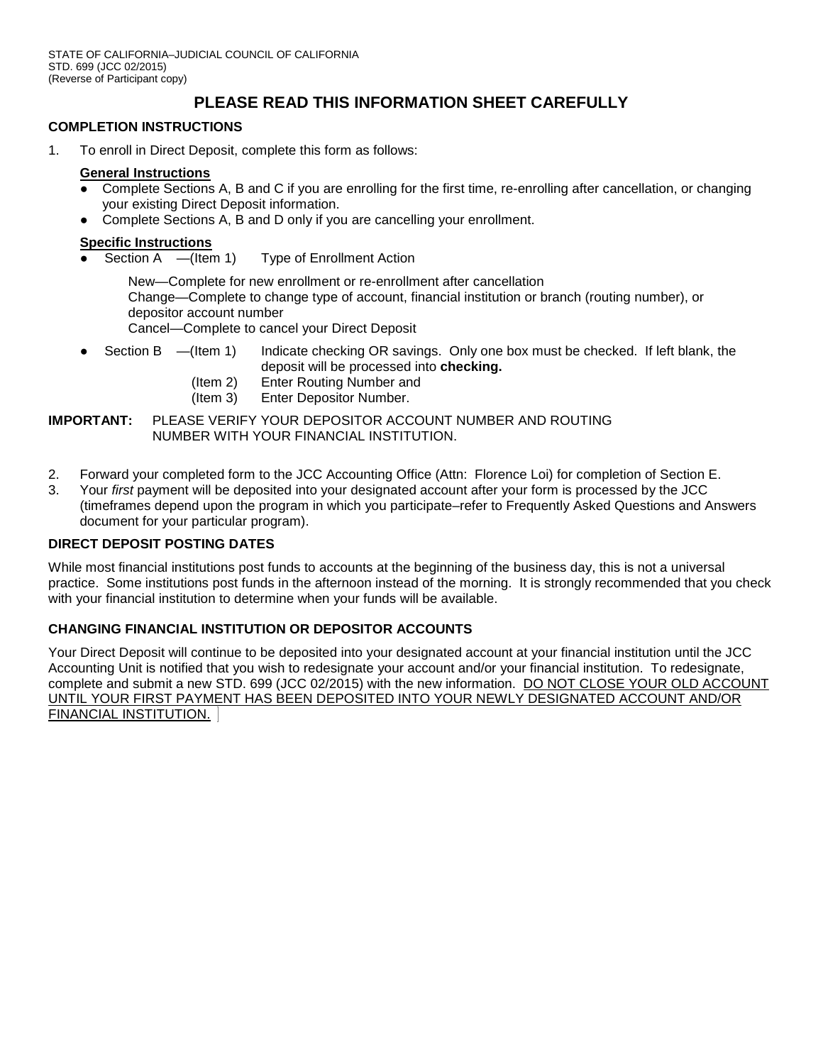STATE OF CALIFORNIA–JUDICIAL COUNCIL OF CALIFORNIA
STD. 699 (JCC 02/2015)
(Reverse of Participant copy)

# PLEASE READ THIS INFORMATION SHEET CAREFULLY

## COMPLETION INSTRUCTIONS

1. To enroll in Direct Deposit, complete this form as follows:

   **General Instructions**
   - Complete Sections A, B and C if you are enrolling for the first time, re-enrolling after cancellation, or changing your existing Direct Deposit information.
   - Complete Sections A, B and D only if you are cancelling your enrollment.

   **Specific Instructions**
   - Section A —(Item 1) Type of Enrollment Action

     New—Complete for new enrollment or re-enrollment after cancellation
     Change—Complete to change type of account, financial institution or branch (routing number), or depositor account number
     Cancel—Complete to cancel your Direct Deposit

   - Section B —(Item 1) Indicate checking OR savings. Only one box must be checked. If left blank, the deposit will be processed into **checking.**
     (Item 2) Enter Routing Number and
     (Item 3) Enter Depositor Number.

**IMPORTANT:** PLEASE VERIFY YOUR DEPOSITOR ACCOUNT NUMBER AND ROUTING NUMBER WITH YOUR FINANCIAL INSTITUTION.

2. Forward your completed form to the JCC Accounting Office (Attn: Florence Loi) for completion of Section E.
3. Your *first* payment will be deposited into your designated account after your form is processed by the JCC (timeframes depend upon the program in which you participate–refer to Frequently Asked Questions and Answers document for your particular program).

## DIRECT DEPOSIT POSTING DATES

While most financial institutions post funds to accounts at the beginning of the business day, this is not a universal practice. Some institutions post funds in the afternoon instead of the morning. It is strongly recommended that you check with your financial institution to determine when your funds will be available.

## CHANGING FINANCIAL INSTITUTION OR DEPOSITOR ACCOUNTS

Your Direct Deposit will continue to be deposited into your designated account at your financial institution until the JCC Accounting Unit is notified that you wish to redesignate your account and/or your financial institution. To redesignate, complete and submit a new STD. 699 (JCC 02/2015) with the new information. <u>DO NOT CLOSE YOUR OLD ACCOUNT UNTIL YOUR FIRST PAYMENT HAS BEEN DEPOSITED INTO YOUR NEWLY DESIGNATED ACCOUNT AND/OR FINANCIAL INSTITUTION.</u>